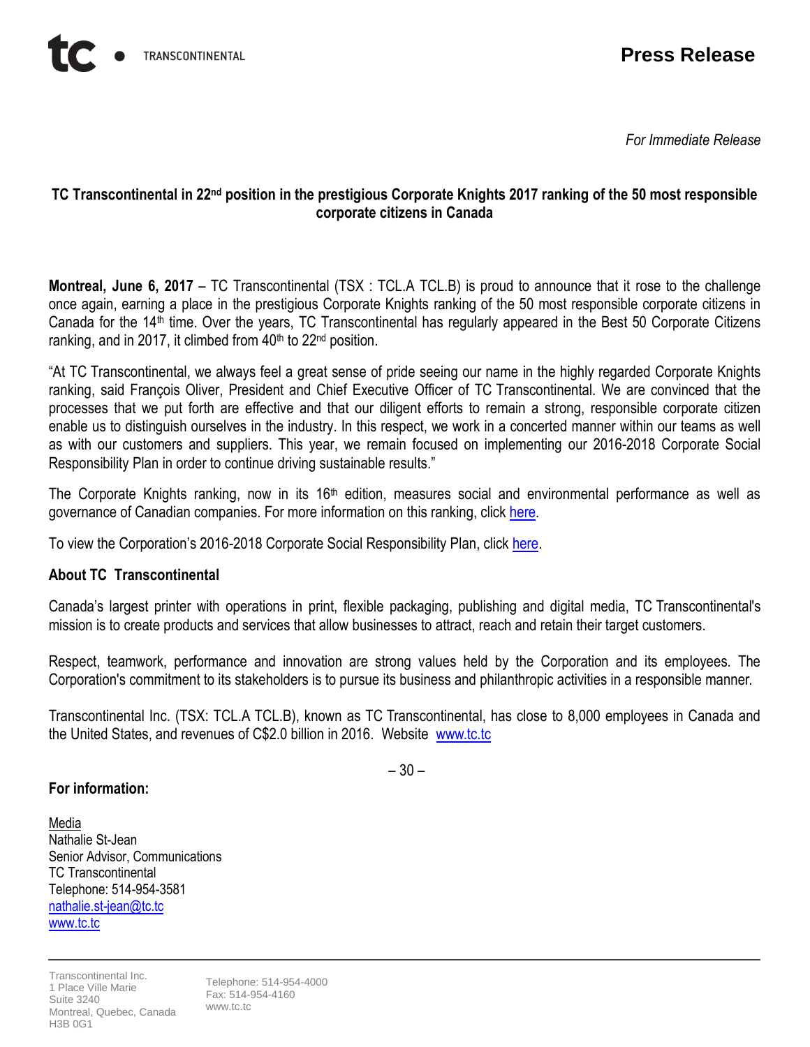**TRANSCONTINENTAL**

# Press Release

*For Immediate Release*

## TC Transcontinental in 22nd position in the prestigious Corporate Knights 2017 ranking of the 50 most responsible corporate citizens in Canada

**Montreal, June 6, 2017** – TC Transcontinental (TSX : TCL.A TCL.B) is proud to announce that it rose to the challenge once again, earning a place in the prestigious Corporate Knights ranking of the 50 most responsible corporate citizens in Canada for the 14th time. Over the years, TC Transcontinental has regularly appeared in the Best 50 Corporate Citizens ranking, and in 2017, it climbed from 40th to 22nd position.

"At TC Transcontinental, we always feel a great sense of pride seeing our name in the highly regarded Corporate Knights ranking, said François Oliver, President and Chief Executive Officer of TC Transcontinental. We are convinced that the processes that we put forth are effective and that our diligent efforts to remain a strong, responsible corporate citizen enable us to distinguish ourselves in the industry. In this respect, we work in a concerted manner within our teams as well as with our customers and suppliers. This year, we remain focused on implementing our 2016-2018 Corporate Social Responsibility Plan in order to continue driving sustainable results."

The Corporate Knights ranking, now in its 16th edition, measures social and environmental performance as well as governance of Canadian companies. For more information on this ranking, click here.

To view the Corporation's 2016-2018 Corporate Social Responsibility Plan, click here.

### About TC Transcontinental

Canada's largest printer with operations in print, flexible packaging, publishing and digital media, TC Transcontinental's mission is to create products and services that allow businesses to attract, reach and retain their target customers.

Respect, teamwork, performance and innovation are strong values held by the Corporation and its employees. The Corporation's commitment to its stakeholders is to pursue its business and philanthropic activities in a responsible manner.

Transcontinental Inc. (TSX: TCL.A TCL.B), known as TC Transcontinental, has close to 8,000 employees in Canada and the United States, and revenues of C$2.0 billion in 2016. Website www.tc.tc

– 30 –

**For information:**

Media
Nathalie St-Jean
Senior Advisor, Communications
TC Transcontinental
Telephone: 514-954-3581
nathalie.st-jean@tc.tc
www.tc.tc

Transcontinental Inc.
1 Place Ville Marie
Suite 3240
Montreal, Quebec, Canada
H3B 0G1

Telephone: 514-954-4000
Fax: 514-954-4160
www.tc.tc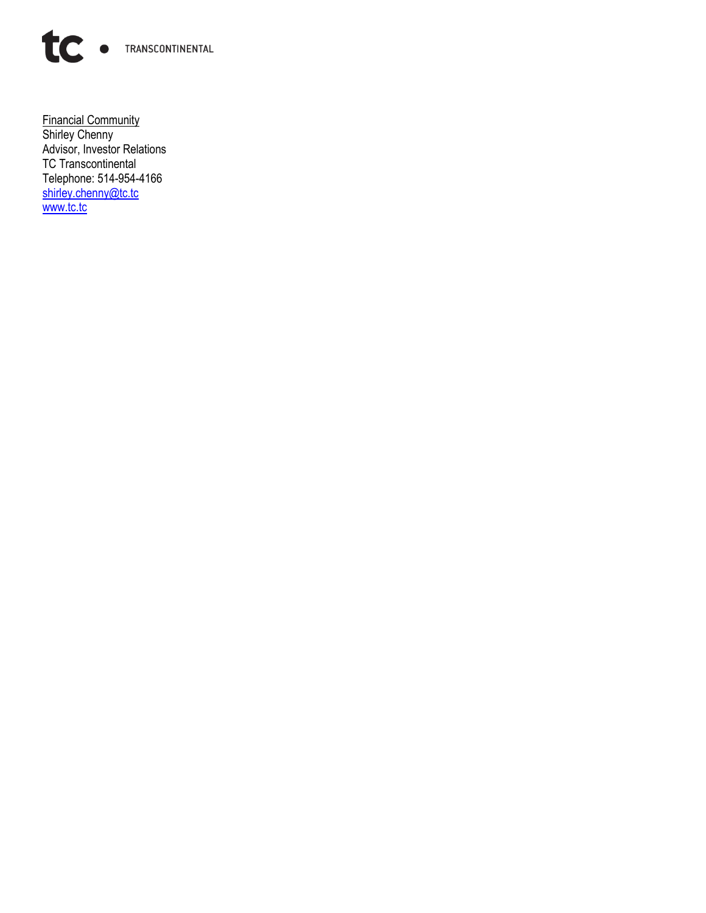TRANSCONTINENTAL

Financial Community
Shirley Chenny
Advisor, Investor Relations
TC Transcontinental
Telephone: 514-954-4166
shirley.chenny@tc.tc
www.tc.tc